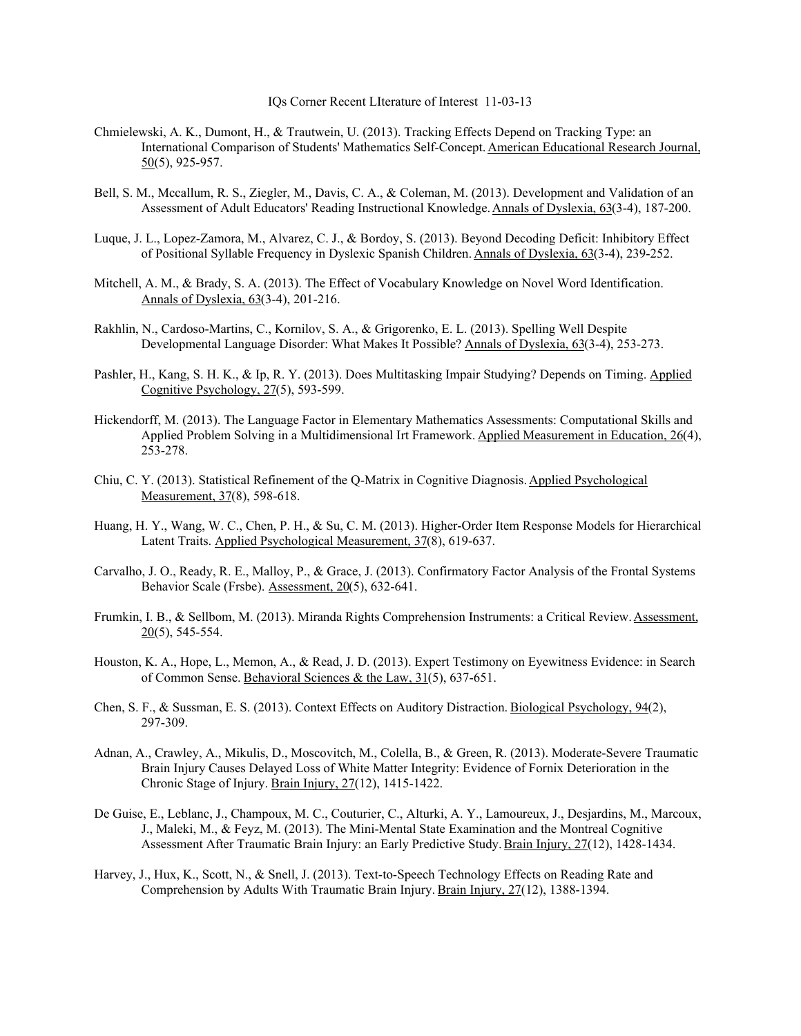IQs Corner Recent LIterature of Interest 11-03-13

Chmielewski, A. K., Dumont, H., & Trautwein, U. (2013). Tracking Effects Depend on Tracking Type: an International Comparison of Students' Mathematics Self-Concept. American Educational Research Journal, 50(5), 925-957.

Bell, S. M., Mccallum, R. S., Ziegler, M., Davis, C. A., & Coleman, M. (2013). Development and Validation of an Assessment of Adult Educators' Reading Instructional Knowledge. Annals of Dyslexia, 63(3-4), 187-200.

Luque, J. L., Lopez-Zamora, M., Alvarez, C. J., & Bordoy, S. (2013). Beyond Decoding Deficit: Inhibitory Effect of Positional Syllable Frequency in Dyslexic Spanish Children. Annals of Dyslexia, 63(3-4), 239-252.

Mitchell, A. M., & Brady, S. A. (2013). The Effect of Vocabulary Knowledge on Novel Word Identification. Annals of Dyslexia, 63(3-4), 201-216.

Rakhlin, N., Cardoso-Martins, C., Kornilov, S. A., & Grigorenko, E. L. (2013). Spelling Well Despite Developmental Language Disorder: What Makes It Possible? Annals of Dyslexia, 63(3-4), 253-273.

Pashler, H., Kang, S. H. K., & Ip, R. Y. (2013). Does Multitasking Impair Studying? Depends on Timing. Applied Cognitive Psychology, 27(5), 593-599.

Hickendorff, M. (2013). The Language Factor in Elementary Mathematics Assessments: Computational Skills and Applied Problem Solving in a Multidimensional Irt Framework. Applied Measurement in Education, 26(4), 253-278.

Chiu, C. Y. (2013). Statistical Refinement of the Q-Matrix in Cognitive Diagnosis. Applied Psychological Measurement, 37(8), 598-618.

Huang, H. Y., Wang, W. C., Chen, P. H., & Su, C. M. (2013). Higher-Order Item Response Models for Hierarchical Latent Traits. Applied Psychological Measurement, 37(8), 619-637.

Carvalho, J. O., Ready, R. E., Malloy, P., & Grace, J. (2013). Confirmatory Factor Analysis of the Frontal Systems Behavior Scale (Frsbe). Assessment, 20(5), 632-641.

Frumkin, I. B., & Sellbom, M. (2013). Miranda Rights Comprehension Instruments: a Critical Review. Assessment, 20(5), 545-554.

Houston, K. A., Hope, L., Memon, A., & Read, J. D. (2013). Expert Testimony on Eyewitness Evidence: in Search of Common Sense. Behavioral Sciences & the Law, 31(5), 637-651.

Chen, S. F., & Sussman, E. S. (2013). Context Effects on Auditory Distraction. Biological Psychology, 94(2), 297-309.

Adnan, A., Crawley, A., Mikulis, D., Moscovitch, M., Colella, B., & Green, R. (2013). Moderate-Severe Traumatic Brain Injury Causes Delayed Loss of White Matter Integrity: Evidence of Fornix Deterioration in the Chronic Stage of Injury. Brain Injury, 27(12), 1415-1422.

De Guise, E., Leblanc, J., Champoux, M. C., Couturier, C., Alturki, A. Y., Lamoureux, J., Desjardins, M., Marcoux, J., Maleki, M., & Feyz, M. (2013). The Mini-Mental State Examination and the Montreal Cognitive Assessment After Traumatic Brain Injury: an Early Predictive Study. Brain Injury, 27(12), 1428-1434.

Harvey, J., Hux, K., Scott, N., & Snell, J. (2013). Text-to-Speech Technology Effects on Reading Rate and Comprehension by Adults With Traumatic Brain Injury. Brain Injury, 27(12), 1388-1394.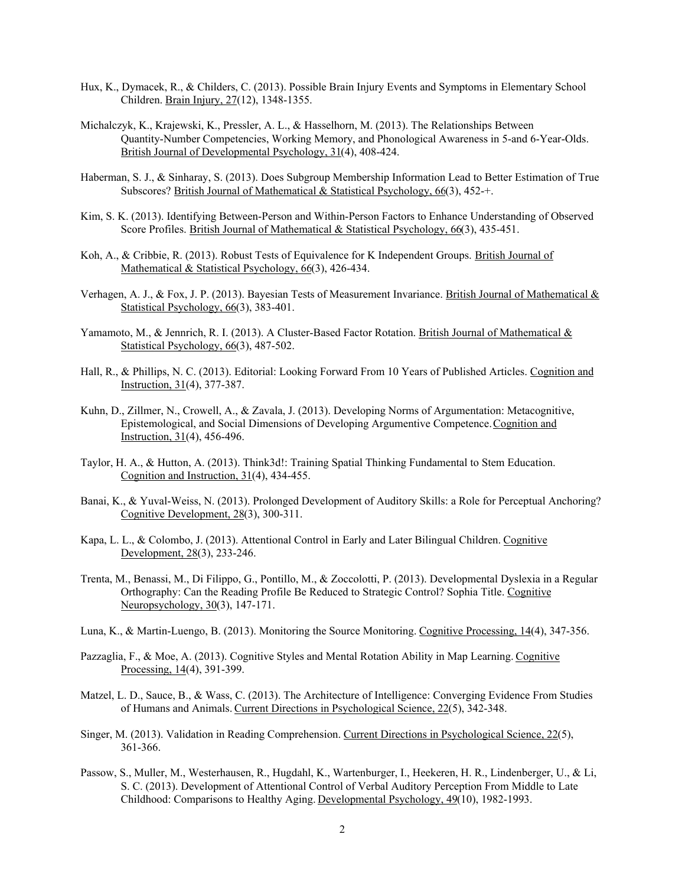Hux, K., Dymacek, R., & Childers, C. (2013). Possible Brain Injury Events and Symptoms in Elementary School Children. Brain Injury, 27(12), 1348-1355.

Michalczyk, K., Krajewski, K., Pressler, A. L., & Hasselhorn, M. (2013). The Relationships Between Quantity-Number Competencies, Working Memory, and Phonological Awareness in 5-and 6-Year-Olds. British Journal of Developmental Psychology, 31(4), 408-424.

Haberman, S. J., & Sinharay, S. (2013). Does Subgroup Membership Information Lead to Better Estimation of True Subscores? British Journal of Mathematical & Statistical Psychology, 66(3), 452-+.

Kim, S. K. (2013). Identifying Between-Person and Within-Person Factors to Enhance Understanding of Observed Score Profiles. British Journal of Mathematical & Statistical Psychology, 66(3), 435-451.

Koh, A., & Cribbie, R. (2013). Robust Tests of Equivalence for K Independent Groups. British Journal of Mathematical & Statistical Psychology, 66(3), 426-434.

Verhagen, A. J., & Fox, J. P. (2013). Bayesian Tests of Measurement Invariance. British Journal of Mathematical & Statistical Psychology, 66(3), 383-401.

Yamamoto, M., & Jennrich, R. I. (2013). A Cluster-Based Factor Rotation. British Journal of Mathematical & Statistical Psychology, 66(3), 487-502.

Hall, R., & Phillips, N. C. (2013). Editorial: Looking Forward From 10 Years of Published Articles. Cognition and Instruction, 31(4), 377-387.

Kuhn, D., Zillmer, N., Crowell, A., & Zavala, J. (2013). Developing Norms of Argumentation: Metacognitive, Epistemological, and Social Dimensions of Developing Argumentive Competence. Cognition and Instruction, 31(4), 456-496.

Taylor, H. A., & Hutton, A. (2013). Think3d!: Training Spatial Thinking Fundamental to Stem Education. Cognition and Instruction, 31(4), 434-455.

Banai, K., & Yuval-Weiss, N. (2013). Prolonged Development of Auditory Skills: a Role for Perceptual Anchoring? Cognitive Development, 28(3), 300-311.

Kapa, L. L., & Colombo, J. (2013). Attentional Control in Early and Later Bilingual Children. Cognitive Development, 28(3), 233-246.

Trenta, M., Benassi, M., Di Filippo, G., Pontillo, M., & Zoccolotti, P. (2013). Developmental Dyslexia in a Regular Orthography: Can the Reading Profile Be Reduced to Strategic Control? Sophia Title. Cognitive Neuropsychology, 30(3), 147-171.

Luna, K., & Martin-Luengo, B. (2013). Monitoring the Source Monitoring. Cognitive Processing, 14(4), 347-356.

Pazzaglia, F., & Moe, A. (2013). Cognitive Styles and Mental Rotation Ability in Map Learning. Cognitive Processing, 14(4), 391-399.

Matzel, L. D., Sauce, B., & Wass, C. (2013). The Architecture of Intelligence: Converging Evidence From Studies of Humans and Animals. Current Directions in Psychological Science, 22(5), 342-348.

Singer, M. (2013). Validation in Reading Comprehension. Current Directions in Psychological Science, 22(5), 361-366.

Passow, S., Muller, M., Westerhausen, R., Hugdahl, K., Wartenburger, I., Heekeren, H. R., Lindenberger, U., & Li, S. C. (2013). Development of Attentional Control of Verbal Auditory Perception From Middle to Late Childhood: Comparisons to Healthy Aging. Developmental Psychology, 49(10), 1982-1993.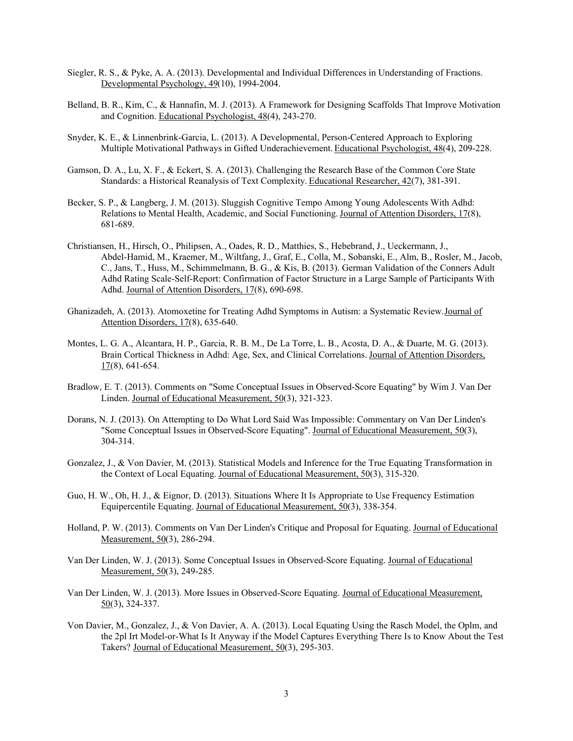Siegler, R. S., & Pyke, A. A. (2013). Developmental and Individual Differences in Understanding of Fractions. Developmental Psychology, 49(10), 1994-2004.

Belland, B. R., Kim, C., & Hannafin, M. J. (2013). A Framework for Designing Scaffolds That Improve Motivation and Cognition. Educational Psychologist, 48(4), 243-270.

Snyder, K. E., & Linnenbrink-Garcia, L. (2013). A Developmental, Person-Centered Approach to Exploring Multiple Motivational Pathways in Gifted Underachievement. Educational Psychologist, 48(4), 209-228.

Gamson, D. A., Lu, X. F., & Eckert, S. A. (2013). Challenging the Research Base of the Common Core State Standards: a Historical Reanalysis of Text Complexity. Educational Researcher, 42(7), 381-391.

Becker, S. P., & Langberg, J. M. (2013). Sluggish Cognitive Tempo Among Young Adolescents With Adhd: Relations to Mental Health, Academic, and Social Functioning. Journal of Attention Disorders, 17(8), 681-689.

Christiansen, H., Hirsch, O., Philipsen, A., Oades, R. D., Matthies, S., Hebebrand, J., Ueckermann, J., Abdel-Hamid, M., Kraemer, M., Wiltfang, J., Graf, E., Colla, M., Sobanski, E., Alm, B., Rosler, M., Jacob, C., Jans, T., Huss, M., Schimmelmann, B. G., & Kis, B. (2013). German Validation of the Conners Adult Adhd Rating Scale-Self-Report: Confirmation of Factor Structure in a Large Sample of Participants With Adhd. Journal of Attention Disorders, 17(8), 690-698.

Ghanizadeh, A. (2013). Atomoxetine for Treating Adhd Symptoms in Autism: a Systematic Review. Journal of Attention Disorders, 17(8), 635-640.

Montes, L. G. A., Alcantara, H. P., Garcia, R. B. M., De La Torre, L. B., Acosta, D. A., & Duarte, M. G. (2013). Brain Cortical Thickness in Adhd: Age, Sex, and Clinical Correlations. Journal of Attention Disorders, 17(8), 641-654.

Bradlow, E. T. (2013). Comments on "Some Conceptual Issues in Observed-Score Equating" by Wim J. Van Der Linden. Journal of Educational Measurement, 50(3), 321-323.

Dorans, N. J. (2013). On Attempting to Do What Lord Said Was Impossible: Commentary on Van Der Linden's "Some Conceptual Issues in Observed-Score Equating". Journal of Educational Measurement, 50(3), 304-314.

Gonzalez, J., & Von Davier, M. (2013). Statistical Models and Inference for the True Equating Transformation in the Context of Local Equating. Journal of Educational Measurement, 50(3), 315-320.

Guo, H. W., Oh, H. J., & Eignor, D. (2013). Situations Where It Is Appropriate to Use Frequency Estimation Equipercentile Equating. Journal of Educational Measurement, 50(3), 338-354.

Holland, P. W. (2013). Comments on Van Der Linden's Critique and Proposal for Equating. Journal of Educational Measurement, 50(3), 286-294.

Van Der Linden, W. J. (2013). Some Conceptual Issues in Observed-Score Equating. Journal of Educational Measurement, 50(3), 249-285.

Van Der Linden, W. J. (2013). More Issues in Observed-Score Equating. Journal of Educational Measurement, 50(3), 324-337.

Von Davier, M., Gonzalez, J., & Von Davier, A. A. (2013). Local Equating Using the Rasch Model, the Oplm, and the 2pl Irt Model-or-What Is It Anyway if the Model Captures Everything There Is to Know About the Test Takers? Journal of Educational Measurement, 50(3), 295-303.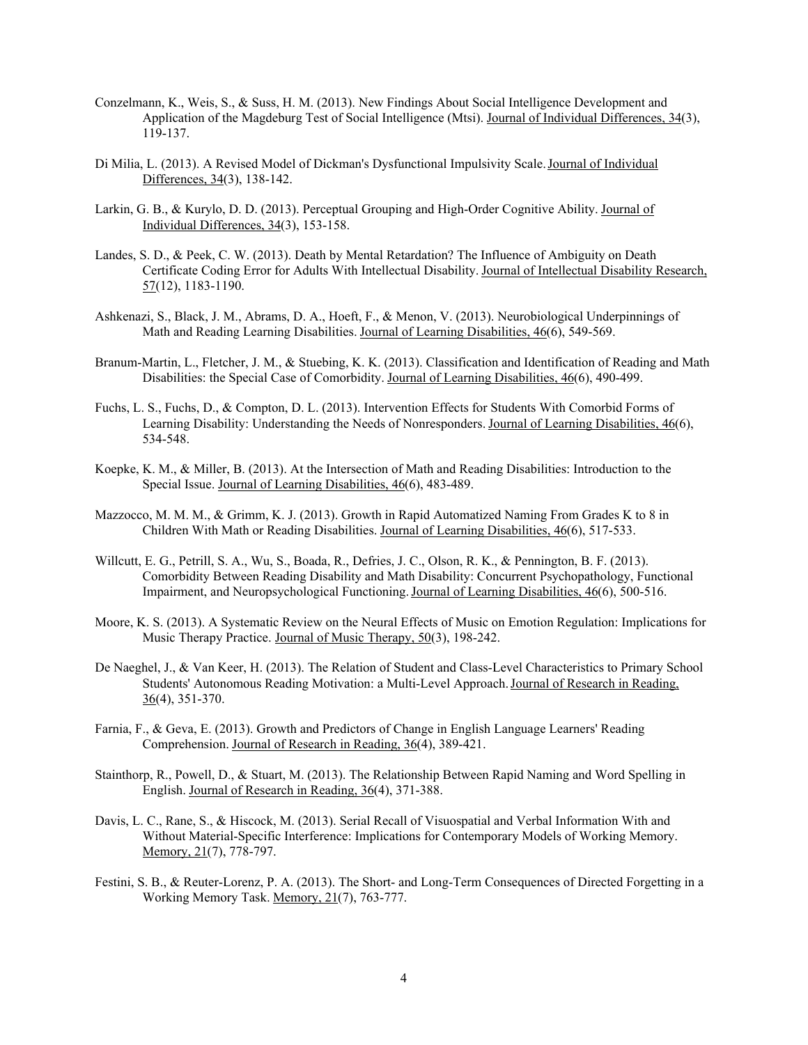Conzelmann, K., Weis, S., & Suss, H. M. (2013). New Findings About Social Intelligence Development and Application of the Magdeburg Test of Social Intelligence (Mtsi). Journal of Individual Differences, 34(3), 119-137.

Di Milia, L. (2013). A Revised Model of Dickman's Dysfunctional Impulsivity Scale. Journal of Individual Differences, 34(3), 138-142.

Larkin, G. B., & Kurylo, D. D. (2013). Perceptual Grouping and High-Order Cognitive Ability. Journal of Individual Differences, 34(3), 153-158.

Landes, S. D., & Peek, C. W. (2013). Death by Mental Retardation? The Influence of Ambiguity on Death Certificate Coding Error for Adults With Intellectual Disability. Journal of Intellectual Disability Research, 57(12), 1183-1190.

Ashkenazi, S., Black, J. M., Abrams, D. A., Hoeft, F., & Menon, V. (2013). Neurobiological Underpinnings of Math and Reading Learning Disabilities. Journal of Learning Disabilities, 46(6), 549-569.

Branum-Martin, L., Fletcher, J. M., & Stuebing, K. K. (2013). Classification and Identification of Reading and Math Disabilities: the Special Case of Comorbidity. Journal of Learning Disabilities, 46(6), 490-499.

Fuchs, L. S., Fuchs, D., & Compton, D. L. (2013). Intervention Effects for Students With Comorbid Forms of Learning Disability: Understanding the Needs of Nonresponders. Journal of Learning Disabilities, 46(6), 534-548.

Koepke, K. M., & Miller, B. (2013). At the Intersection of Math and Reading Disabilities: Introduction to the Special Issue. Journal of Learning Disabilities, 46(6), 483-489.

Mazzocco, M. M. M., & Grimm, K. J. (2013). Growth in Rapid Automatized Naming From Grades K to 8 in Children With Math or Reading Disabilities. Journal of Learning Disabilities, 46(6), 517-533.

Willcutt, E. G., Petrill, S. A., Wu, S., Boada, R., Defries, J. C., Olson, R. K., & Pennington, B. F. (2013). Comorbidity Between Reading Disability and Math Disability: Concurrent Psychopathology, Functional Impairment, and Neuropsychological Functioning. Journal of Learning Disabilities, 46(6), 500-516.

Moore, K. S. (2013). A Systematic Review on the Neural Effects of Music on Emotion Regulation: Implications for Music Therapy Practice. Journal of Music Therapy, 50(3), 198-242.

De Naeghel, J., & Van Keer, H. (2013). The Relation of Student and Class-Level Characteristics to Primary School Students' Autonomous Reading Motivation: a Multi-Level Approach. Journal of Research in Reading, 36(4), 351-370.

Farnia, F., & Geva, E. (2013). Growth and Predictors of Change in English Language Learners' Reading Comprehension. Journal of Research in Reading, 36(4), 389-421.

Stainthorp, R., Powell, D., & Stuart, M. (2013). The Relationship Between Rapid Naming and Word Spelling in English. Journal of Research in Reading, 36(4), 371-388.

Davis, L. C., Rane, S., & Hiscock, M. (2013). Serial Recall of Visuospatial and Verbal Information With and Without Material-Specific Interference: Implications for Contemporary Models of Working Memory. Memory, 21(7), 778-797.

Festini, S. B., & Reuter-Lorenz, P. A. (2013). The Short- and Long-Term Consequences of Directed Forgetting in a Working Memory Task. Memory, 21(7), 763-777.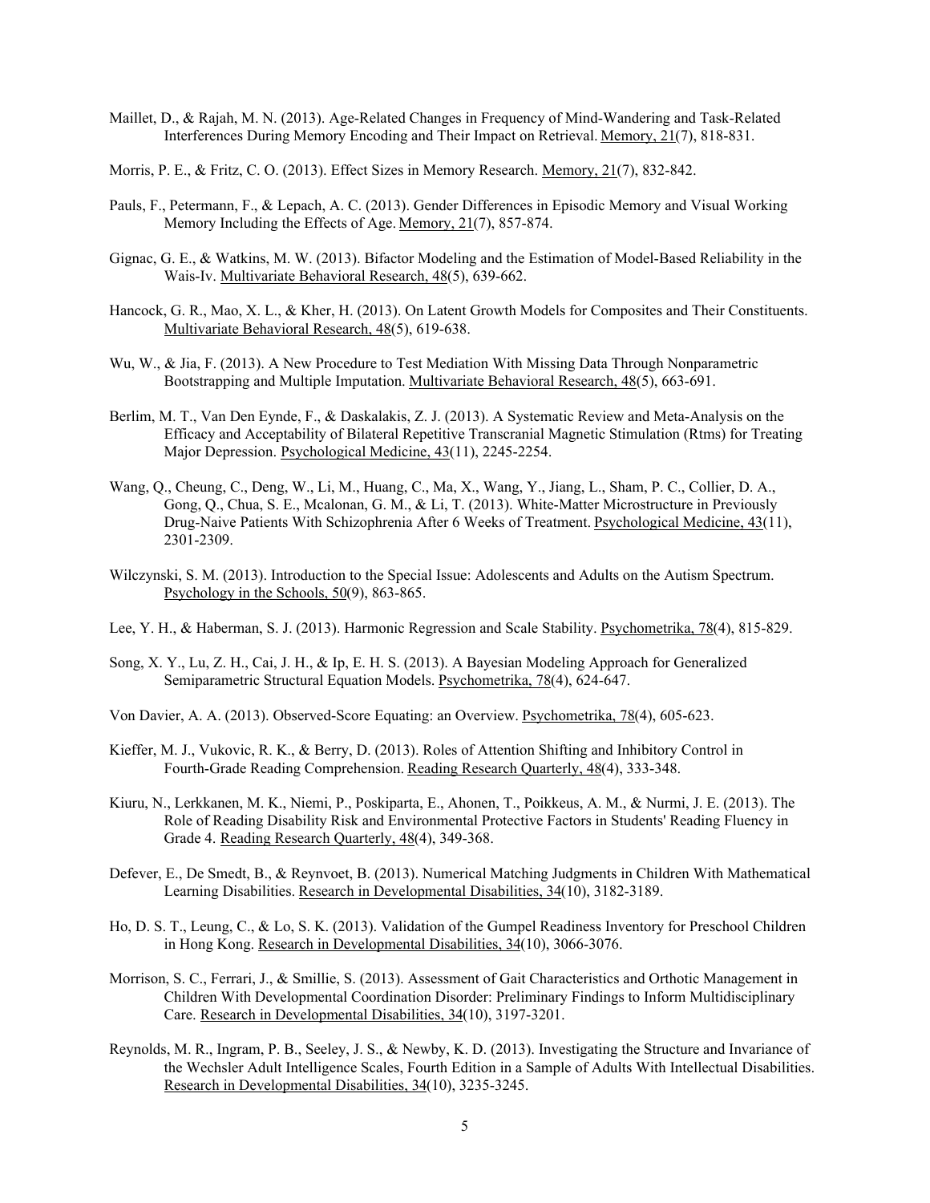Maillet, D., & Rajah, M. N. (2013). Age-Related Changes in Frequency of Mind-Wandering and Task-Related Interferences During Memory Encoding and Their Impact on Retrieval. Memory, 21(7), 818-831.

Morris, P. E., & Fritz, C. O. (2013). Effect Sizes in Memory Research. Memory, 21(7), 832-842.

Pauls, F., Petermann, F., & Lepach, A. C. (2013). Gender Differences in Episodic Memory and Visual Working Memory Including the Effects of Age. Memory, 21(7), 857-874.

Gignac, G. E., & Watkins, M. W. (2013). Bifactor Modeling and the Estimation of Model-Based Reliability in the Wais-Iv. Multivariate Behavioral Research, 48(5), 639-662.

Hancock, G. R., Mao, X. L., & Kher, H. (2013). On Latent Growth Models for Composites and Their Constituents. Multivariate Behavioral Research, 48(5), 619-638.

Wu, W., & Jia, F. (2013). A New Procedure to Test Mediation With Missing Data Through Nonparametric Bootstrapping and Multiple Imputation. Multivariate Behavioral Research, 48(5), 663-691.

Berlim, M. T., Van Den Eynde, F., & Daskalakis, Z. J. (2013). A Systematic Review and Meta-Analysis on the Efficacy and Acceptability of Bilateral Repetitive Transcranial Magnetic Stimulation (Rtms) for Treating Major Depression. Psychological Medicine, 43(11), 2245-2254.

Wang, Q., Cheung, C., Deng, W., Li, M., Huang, C., Ma, X., Wang, Y., Jiang, L., Sham, P. C., Collier, D. A., Gong, Q., Chua, S. E., Mcalonan, G. M., & Li, T. (2013). White-Matter Microstructure in Previously Drug-Naive Patients With Schizophrenia After 6 Weeks of Treatment. Psychological Medicine, 43(11), 2301-2309.

Wilczynski, S. M. (2013). Introduction to the Special Issue: Adolescents and Adults on the Autism Spectrum. Psychology in the Schools, 50(9), 863-865.

Lee, Y. H., & Haberman, S. J. (2013). Harmonic Regression and Scale Stability. Psychometrika, 78(4), 815-829.

Song, X. Y., Lu, Z. H., Cai, J. H., & Ip, E. H. S. (2013). A Bayesian Modeling Approach for Generalized Semiparametric Structural Equation Models. Psychometrika, 78(4), 624-647.

Von Davier, A. A. (2013). Observed-Score Equating: an Overview. Psychometrika, 78(4), 605-623.

Kieffer, M. J., Vukovic, R. K., & Berry, D. (2013). Roles of Attention Shifting and Inhibitory Control in Fourth-Grade Reading Comprehension. Reading Research Quarterly, 48(4), 333-348.

Kiuru, N., Lerkkanen, M. K., Niemi, P., Poskiparta, E., Ahonen, T., Poikkeus, A. M., & Nurmi, J. E. (2013). The Role of Reading Disability Risk and Environmental Protective Factors in Students' Reading Fluency in Grade 4. Reading Research Quarterly, 48(4), 349-368.

Defever, E., De Smedt, B., & Reynvoet, B. (2013). Numerical Matching Judgments in Children With Mathematical Learning Disabilities. Research in Developmental Disabilities, 34(10), 3182-3189.

Ho, D. S. T., Leung, C., & Lo, S. K. (2013). Validation of the Gumpel Readiness Inventory for Preschool Children in Hong Kong. Research in Developmental Disabilities, 34(10), 3066-3076.

Morrison, S. C., Ferrari, J., & Smillie, S. (2013). Assessment of Gait Characteristics and Orthotic Management in Children With Developmental Coordination Disorder: Preliminary Findings to Inform Multidisciplinary Care. Research in Developmental Disabilities, 34(10), 3197-3201.

Reynolds, M. R., Ingram, P. B., Seeley, J. S., & Newby, K. D. (2013). Investigating the Structure and Invariance of the Wechsler Adult Intelligence Scales, Fourth Edition in a Sample of Adults With Intellectual Disabilities. Research in Developmental Disabilities, 34(10), 3235-3245.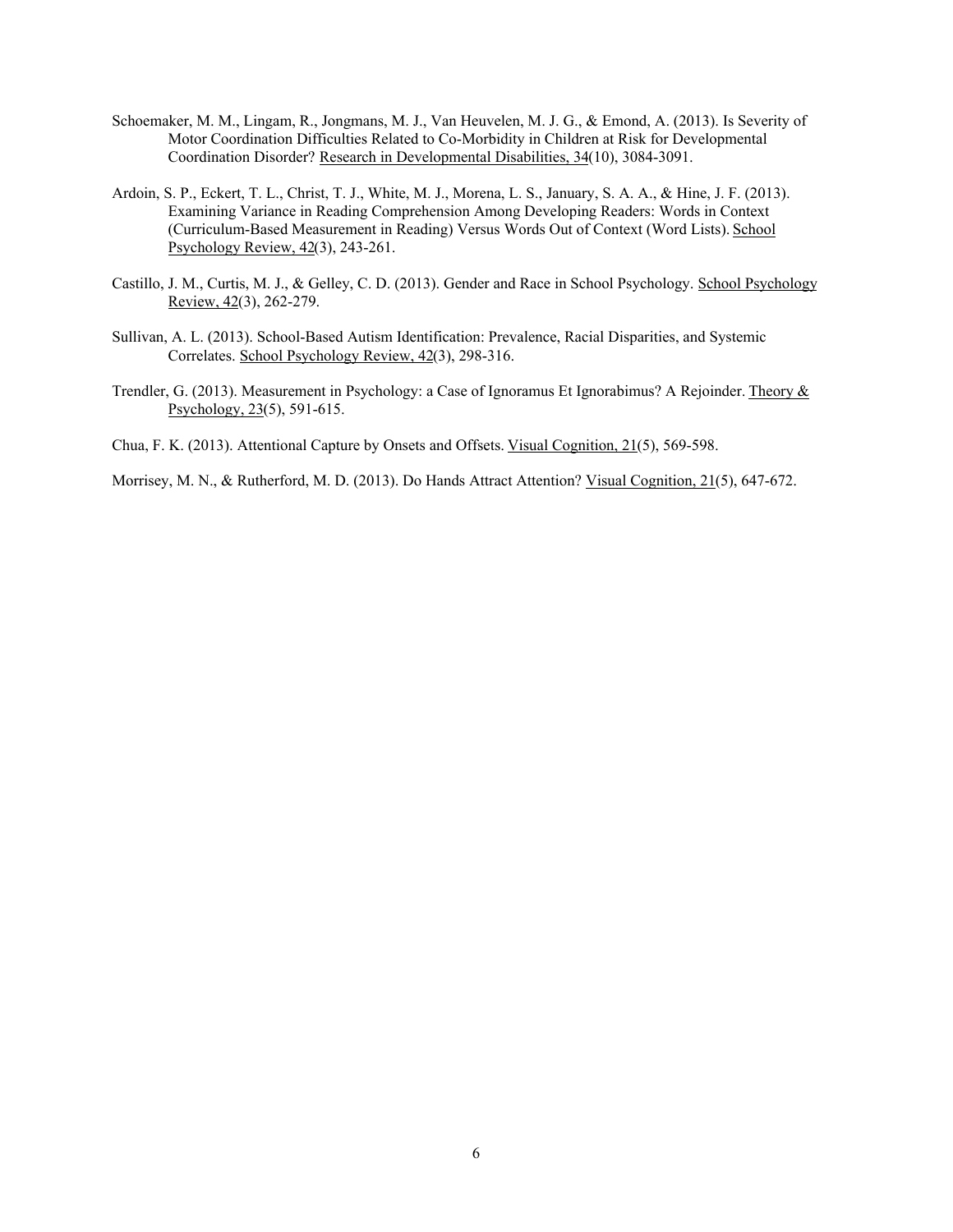Schoemaker, M. M., Lingam, R., Jongmans, M. J., Van Heuvelen, M. J. G., & Emond, A. (2013). Is Severity of Motor Coordination Difficulties Related to Co-Morbidity in Children at Risk for Developmental Coordination Disorder? Research in Developmental Disabilities, 34(10), 3084-3091.

Ardoin, S. P., Eckert, T. L., Christ, T. J., White, M. J., Morena, L. S., January, S. A. A., & Hine, J. F. (2013). Examining Variance in Reading Comprehension Among Developing Readers: Words in Context (Curriculum-Based Measurement in Reading) Versus Words Out of Context (Word Lists). School Psychology Review, 42(3), 243-261.

Castillo, J. M., Curtis, M. J., & Gelley, C. D. (2013). Gender and Race in School Psychology. School Psychology Review, 42(3), 262-279.

Sullivan, A. L. (2013). School-Based Autism Identification: Prevalence, Racial Disparities, and Systemic Correlates. School Psychology Review, 42(3), 298-316.

Trendler, G. (2013). Measurement in Psychology: a Case of Ignoramus Et Ignorabimus? A Rejoinder. Theory & Psychology, 23(5), 591-615.

Chua, F. K. (2013). Attentional Capture by Onsets and Offsets. Visual Cognition, 21(5), 569-598.

Morrisey, M. N., & Rutherford, M. D. (2013). Do Hands Attract Attention? Visual Cognition, 21(5), 647-672.